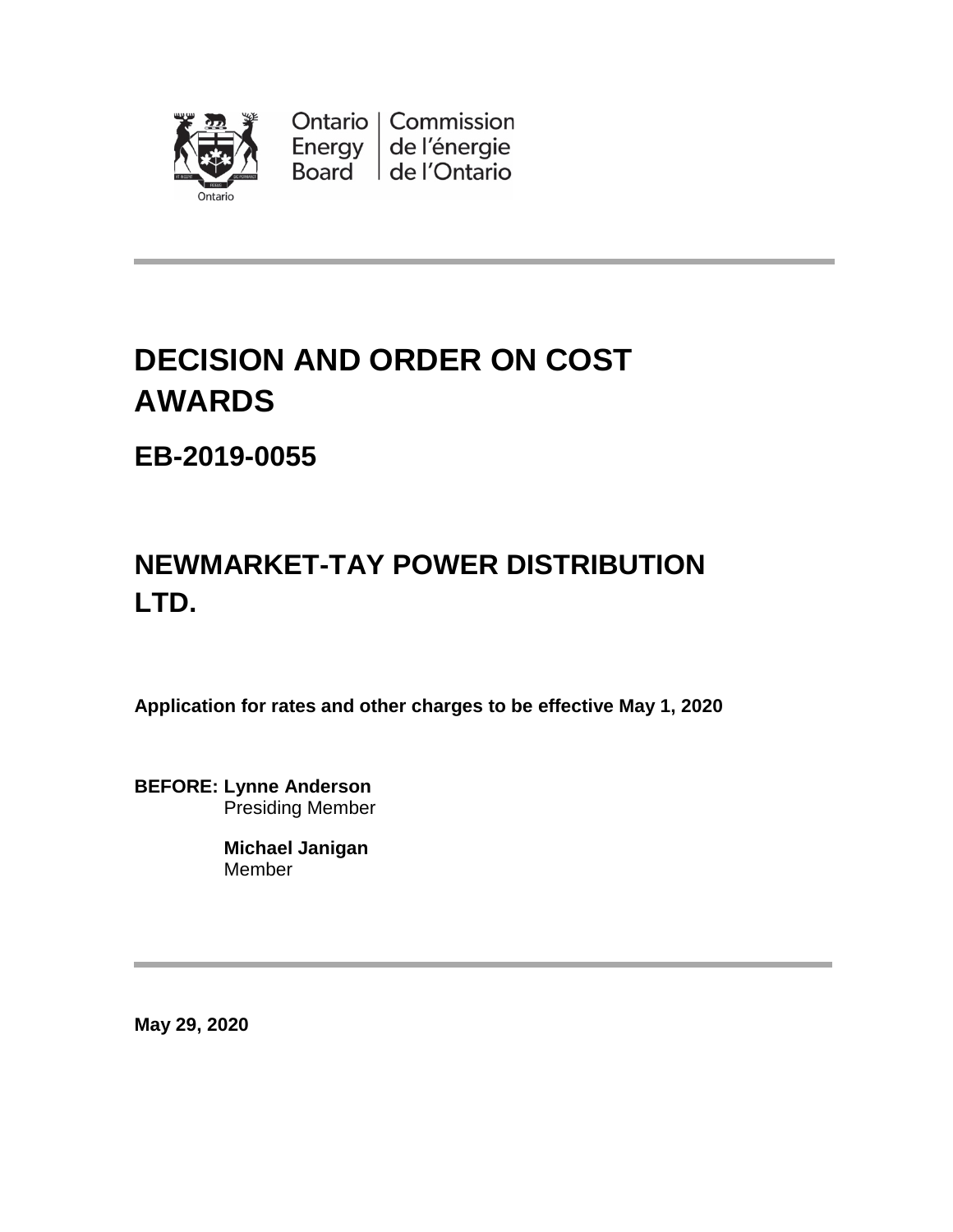Ontario Energy Board | Commission de l'énergie de l'Ontario

# DECISION AND ORDER ON COST AWARDS

## EB-2019-0055

# NEWMARKET-TAY POWER DISTRIBUTION LTD.

**Application for rates and other charges to be effective May 1, 2020**

**BEFORE:** **Lynne Anderson**
Presiding Member

**Michael Janigan**
Member

**May 29, 2020**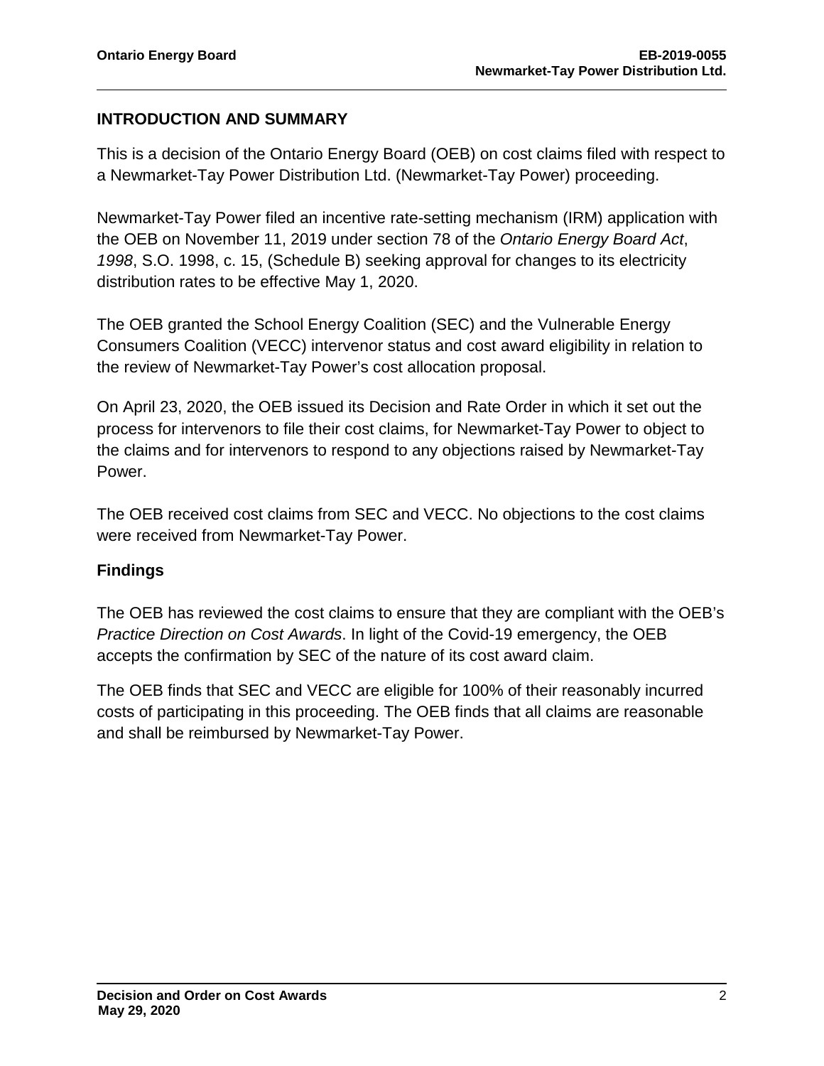## INTRODUCTION AND SUMMARY

This is a decision of the Ontario Energy Board (OEB) on cost claims filed with respect to a Newmarket-Tay Power Distribution Ltd. (Newmarket-Tay Power) proceeding.

Newmarket-Tay Power filed an incentive rate-setting mechanism (IRM) application with the OEB on November 11, 2019 under section 78 of the *Ontario Energy Board Act, 1998*, S.O. 1998, c. 15, (Schedule B) seeking approval for changes to its electricity distribution rates to be effective May 1, 2020.

The OEB granted the School Energy Coalition (SEC) and the Vulnerable Energy Consumers Coalition (VECC) intervenor status and cost award eligibility in relation to the review of Newmarket-Tay Power's cost allocation proposal.

On April 23, 2020, the OEB issued its Decision and Rate Order in which it set out the process for intervenors to file their cost claims, for Newmarket-Tay Power to object to the claims and for intervenors to respond to any objections raised by Newmarket-Tay Power.

The OEB received cost claims from SEC and VECC. No objections to the cost claims were received from Newmarket-Tay Power.

### Findings

The OEB has reviewed the cost claims to ensure that they are compliant with the OEB's *Practice Direction on Cost Awards*. In light of the Covid-19 emergency, the OEB accepts the confirmation by SEC of the nature of its cost award claim.

The OEB finds that SEC and VECC are eligible for 100% of their reasonably incurred costs of participating in this proceeding. The OEB finds that all claims are reasonable and shall be reimbursed by Newmarket-Tay Power.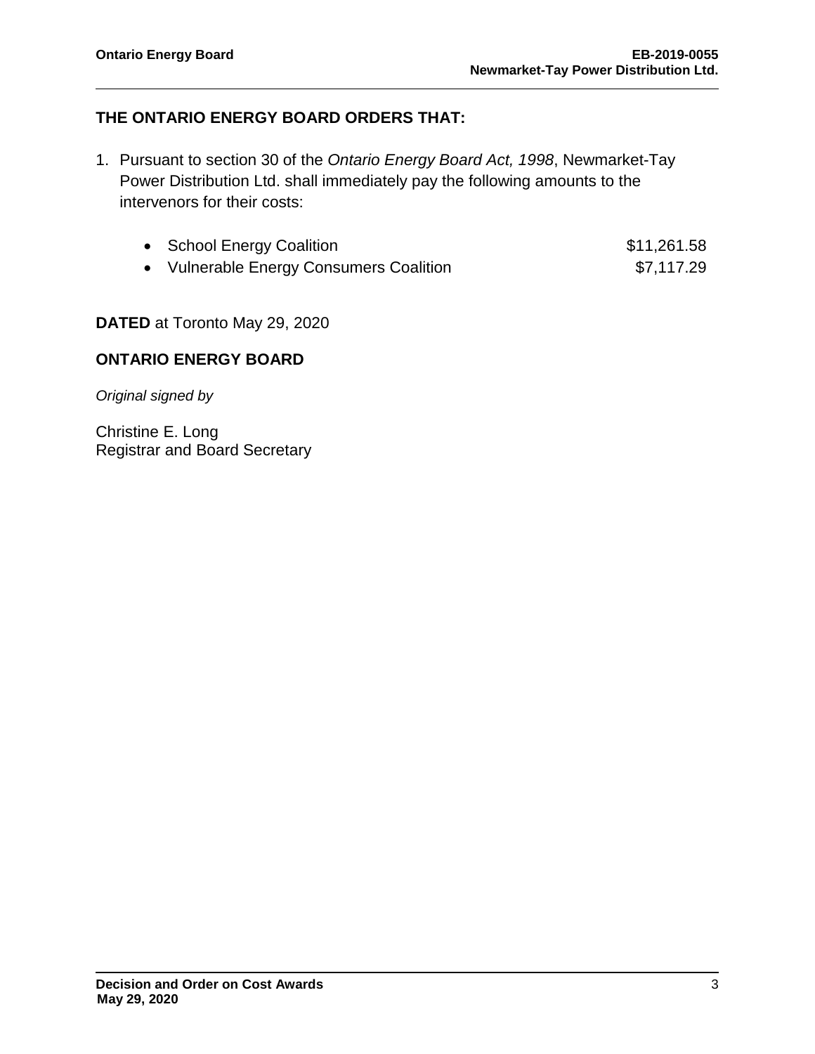## THE ONTARIO ENERGY BOARD ORDERS THAT:

1. Pursuant to section 30 of the *Ontario Energy Board Act, 1998*, Newmarket-Tay Power Distribution Ltd. shall immediately pay the following amounts to the intervenors for their costs:

   - School Energy Coalition $11,261.58
   - Vulnerable Energy Consumers Coalition $7,117.29

**DATED** at Toronto May 29, 2020

**ONTARIO ENERGY BOARD**

*Original signed by*

Christine E. Long
Registrar and Board Secretary